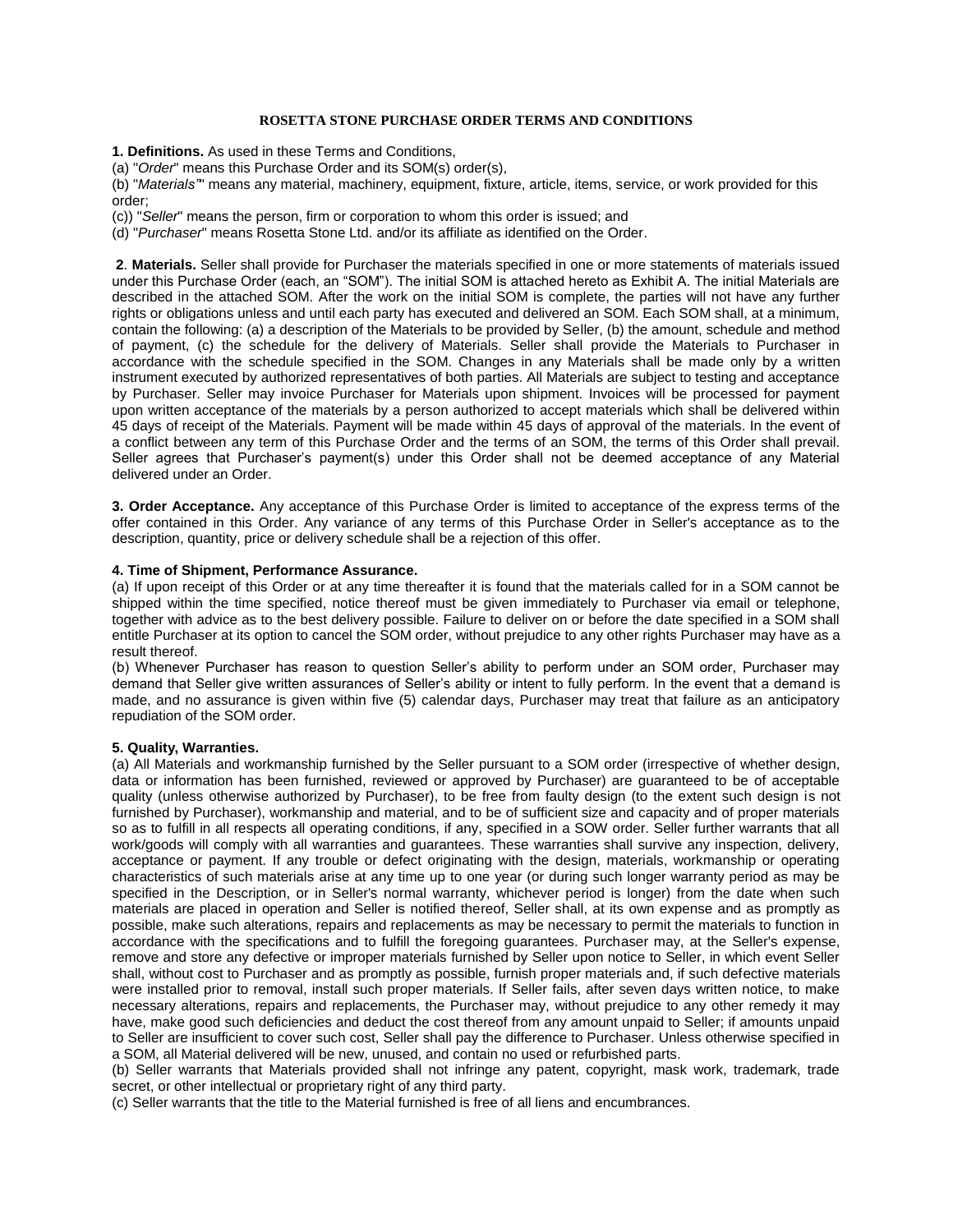# ROSETTA STONE PURCHASE ORDER TERMS AND CONDITIONS

**1. Definitions.** As used in these Terms and Conditions,

(a) "*Order*" means this Purchase Order and its SOM(s) order(s),

(b) "*Materials"*" means any material, machinery, equipment, fixture, article, items, service, or work provided for this order;

(c)) "*Seller*" means the person, firm or corporation to whom this order is issued; and

(d) "*Purchaser*" means Rosetta Stone Ltd. and/or its affiliate as identified on the Order.

**2**. **Materials.** Seller shall provide for Purchaser the materials specified in one or more statements of materials issued under this Purchase Order (each, an "SOM"). The initial SOM is attached hereto as Exhibit A. The initial Materials are described in the attached SOM. After the work on the initial SOM is complete, the parties will not have any further rights or obligations unless and until each party has executed and delivered an SOM. Each SOM shall, at a minimum, contain the following: (a) a description of the Materials to be provided by Seller, (b) the amount, schedule and method of payment, (c) the schedule for the delivery of Materials. Seller shall provide the Materials to Purchaser in accordance with the schedule specified in the SOM. Changes in any Materials shall be made only by a written instrument executed by authorized representatives of both parties. All Materials are subject to testing and acceptance by Purchaser. Seller may invoice Purchaser for Materials upon shipment. Invoices will be processed for payment upon written acceptance of the materials by a person authorized to accept materials which shall be delivered within 45 days of receipt of the Materials. Payment will be made within 45 days of approval of the materials. In the event of a conflict between any term of this Purchase Order and the terms of an SOM, the terms of this Order shall prevail. Seller agrees that Purchaser's payment(s) under this Order shall not be deemed acceptance of any Material delivered under an Order.

**3. Order Acceptance.** Any acceptance of this Purchase Order is limited to acceptance of the express terms of the offer contained in this Order. Any variance of any terms of this Purchase Order in Seller's acceptance as to the description, quantity, price or delivery schedule shall be a rejection of this offer.

**4. Time of Shipment, Performance Assurance.**

(a) If upon receipt of this Order or at any time thereafter it is found that the materials called for in a SOM cannot be shipped within the time specified, notice thereof must be given immediately to Purchaser via email or telephone, together with advice as to the best delivery possible. Failure to deliver on or before the date specified in a SOM shall entitle Purchaser at its option to cancel the SOM order, without prejudice to any other rights Purchaser may have as a result thereof.

(b) Whenever Purchaser has reason to question Seller's ability to perform under an SOM order, Purchaser may demand that Seller give written assurances of Seller's ability or intent to fully perform. In the event that a demand is made, and no assurance is given within five (5) calendar days, Purchaser may treat that failure as an anticipatory repudiation of the SOM order.

**5. Quality, Warranties.**

(a) All Materials and workmanship furnished by the Seller pursuant to a SOM order (irrespective of whether design, data or information has been furnished, reviewed or approved by Purchaser) are guaranteed to be of acceptable quality (unless otherwise authorized by Purchaser), to be free from faulty design (to the extent such design is not furnished by Purchaser), workmanship and material, and to be of sufficient size and capacity and of proper materials so as to fulfill in all respects all operating conditions, if any, specified in a SOW order. Seller further warrants that all work/goods will comply with all warranties and guarantees. These warranties shall survive any inspection, delivery, acceptance or payment. If any trouble or defect originating with the design, materials, workmanship or operating characteristics of such materials arise at any time up to one year (or during such longer warranty period as may be specified in the Description, or in Seller's normal warranty, whichever period is longer) from the date when such materials are placed in operation and Seller is notified thereof, Seller shall, at its own expense and as promptly as possible, make such alterations, repairs and replacements as may be necessary to permit the materials to function in accordance with the specifications and to fulfill the foregoing guarantees. Purchaser may, at the Seller's expense, remove and store any defective or improper materials furnished by Seller upon notice to Seller, in which event Seller shall, without cost to Purchaser and as promptly as possible, furnish proper materials and, if such defective materials were installed prior to removal, install such proper materials. If Seller fails, after seven days written notice, to make necessary alterations, repairs and replacements, the Purchaser may, without prejudice to any other remedy it may have, make good such deficiencies and deduct the cost thereof from any amount unpaid to Seller; if amounts unpaid to Seller are insufficient to cover such cost, Seller shall pay the difference to Purchaser. Unless otherwise specified in a SOM, all Material delivered will be new, unused, and contain no used or refurbished parts.

(b) Seller warrants that Materials provided shall not infringe any patent, copyright, mask work, trademark, trade secret, or other intellectual or proprietary right of any third party.

(c) Seller warrants that the title to the Material furnished is free of all liens and encumbrances.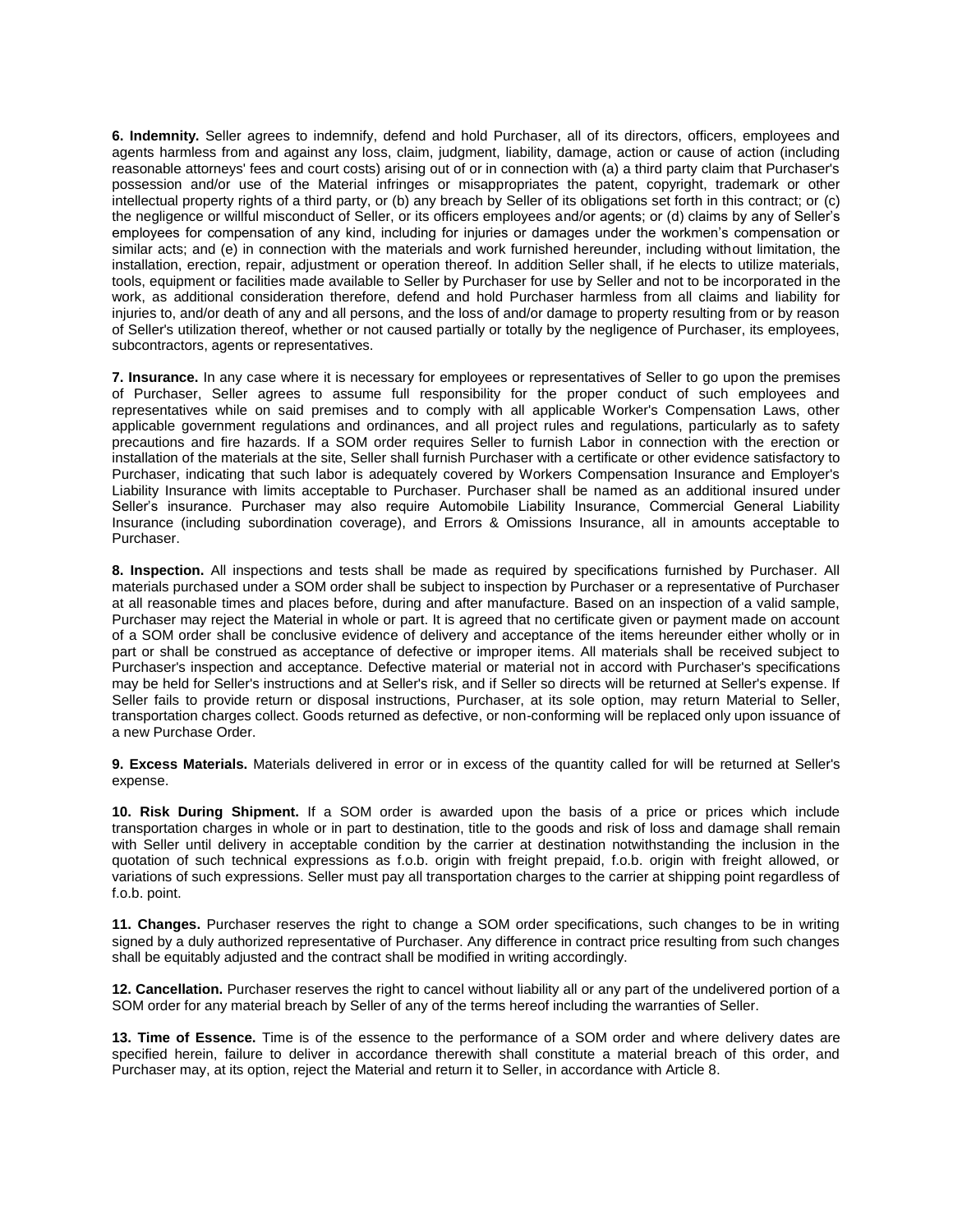**6. Indemnity.** Seller agrees to indemnify, defend and hold Purchaser, all of its directors, officers, employees and agents harmless from and against any loss, claim, judgment, liability, damage, action or cause of action (including reasonable attorneys' fees and court costs) arising out of or in connection with (a) a third party claim that Purchaser's possession and/or use of the Material infringes or misappropriates the patent, copyright, trademark or other intellectual property rights of a third party, or (b) any breach by Seller of its obligations set forth in this contract; or (c) the negligence or willful misconduct of Seller, or its officers employees and/or agents; or (d) claims by any of Seller's employees for compensation of any kind, including for injuries or damages under the workmen's compensation or similar acts; and (e) in connection with the materials and work furnished hereunder, including without limitation, the installation, erection, repair, adjustment or operation thereof. In addition Seller shall, if he elects to utilize materials, tools, equipment or facilities made available to Seller by Purchaser for use by Seller and not to be incorporated in the work, as additional consideration therefore, defend and hold Purchaser harmless from all claims and liability for injuries to, and/or death of any and all persons, and the loss of and/or damage to property resulting from or by reason of Seller's utilization thereof, whether or not caused partially or totally by the negligence of Purchaser, its employees, subcontractors, agents or representatives.

**7. Insurance.** In any case where it is necessary for employees or representatives of Seller to go upon the premises of Purchaser, Seller agrees to assume full responsibility for the proper conduct of such employees and representatives while on said premises and to comply with all applicable Worker's Compensation Laws, other applicable government regulations and ordinances, and all project rules and regulations, particularly as to safety precautions and fire hazards. If a SOM order requires Seller to furnish Labor in connection with the erection or installation of the materials at the site, Seller shall furnish Purchaser with a certificate or other evidence satisfactory to Purchaser, indicating that such labor is adequately covered by Workers Compensation Insurance and Employer's Liability Insurance with limits acceptable to Purchaser. Purchaser shall be named as an additional insured under Seller's insurance. Purchaser may also require Automobile Liability Insurance, Commercial General Liability Insurance (including subordination coverage), and Errors & Omissions Insurance, all in amounts acceptable to Purchaser.

**8. Inspection.** All inspections and tests shall be made as required by specifications furnished by Purchaser. All materials purchased under a SOM order shall be subject to inspection by Purchaser or a representative of Purchaser at all reasonable times and places before, during and after manufacture. Based on an inspection of a valid sample, Purchaser may reject the Material in whole or part. It is agreed that no certificate given or payment made on account of a SOM order shall be conclusive evidence of delivery and acceptance of the items hereunder either wholly or in part or shall be construed as acceptance of defective or improper items. All materials shall be received subject to Purchaser's inspection and acceptance. Defective material or material not in accord with Purchaser's specifications may be held for Seller's instructions and at Seller's risk, and if Seller so directs will be returned at Seller's expense. If Seller fails to provide return or disposal instructions, Purchaser, at its sole option, may return Material to Seller, transportation charges collect. Goods returned as defective, or non-conforming will be replaced only upon issuance of a new Purchase Order.

**9. Excess Materials.** Materials delivered in error or in excess of the quantity called for will be returned at Seller's expense.

**10. Risk During Shipment.** If a SOM order is awarded upon the basis of a price or prices which include transportation charges in whole or in part to destination, title to the goods and risk of loss and damage shall remain with Seller until delivery in acceptable condition by the carrier at destination notwithstanding the inclusion in the quotation of such technical expressions as f.o.b. origin with freight prepaid, f.o.b. origin with freight allowed, or variations of such expressions. Seller must pay all transportation charges to the carrier at shipping point regardless of f.o.b. point.

**11. Changes.** Purchaser reserves the right to change a SOM order specifications, such changes to be in writing signed by a duly authorized representative of Purchaser. Any difference in contract price resulting from such changes shall be equitably adjusted and the contract shall be modified in writing accordingly.

**12. Cancellation.** Purchaser reserves the right to cancel without liability all or any part of the undelivered portion of a SOM order for any material breach by Seller of any of the terms hereof including the warranties of Seller.

**13. Time of Essence.** Time is of the essence to the performance of a SOM order and where delivery dates are specified herein, failure to deliver in accordance therewith shall constitute a material breach of this order, and Purchaser may, at its option, reject the Material and return it to Seller, in accordance with Article 8.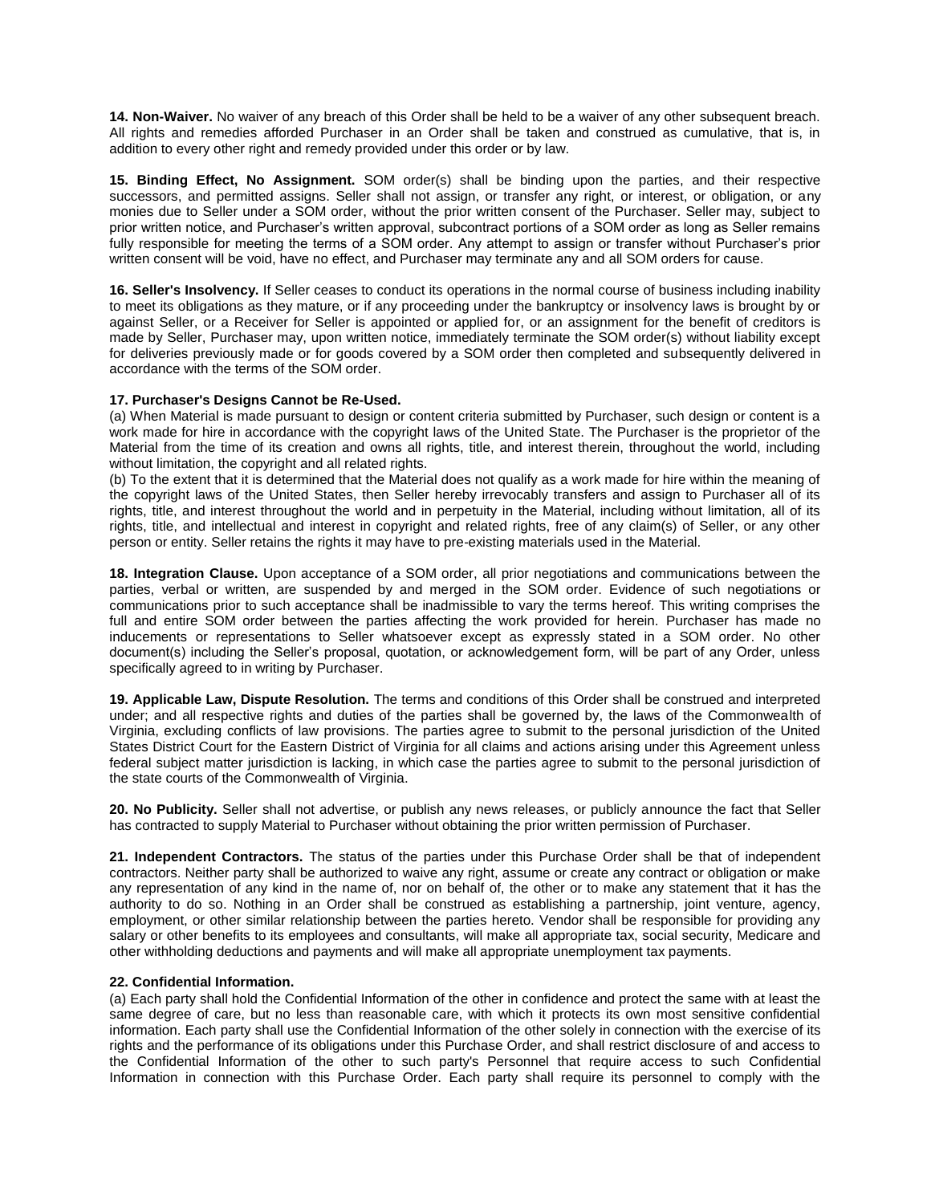**14. Non-Waiver.** No waiver of any breach of this Order shall be held to be a waiver of any other subsequent breach. All rights and remedies afforded Purchaser in an Order shall be taken and construed as cumulative, that is, in addition to every other right and remedy provided under this order or by law.

**15. Binding Effect, No Assignment.** SOM order(s) shall be binding upon the parties, and their respective successors, and permitted assigns. Seller shall not assign, or transfer any right, or interest, or obligation, or any monies due to Seller under a SOM order, without the prior written consent of the Purchaser. Seller may, subject to prior written notice, and Purchaser's written approval, subcontract portions of a SOM order as long as Seller remains fully responsible for meeting the terms of a SOM order. Any attempt to assign or transfer without Purchaser's prior written consent will be void, have no effect, and Purchaser may terminate any and all SOM orders for cause.

**16. Seller's Insolvency.** If Seller ceases to conduct its operations in the normal course of business including inability to meet its obligations as they mature, or if any proceeding under the bankruptcy or insolvency laws is brought by or against Seller, or a Receiver for Seller is appointed or applied for, or an assignment for the benefit of creditors is made by Seller, Purchaser may, upon written notice, immediately terminate the SOM order(s) without liability except for deliveries previously made or for goods covered by a SOM order then completed and subsequently delivered in accordance with the terms of the SOM order.

**17. Purchaser's Designs Cannot be Re-Used.**

(a) When Material is made pursuant to design or content criteria submitted by Purchaser, such design or content is a work made for hire in accordance with the copyright laws of the United State. The Purchaser is the proprietor of the Material from the time of its creation and owns all rights, title, and interest therein, throughout the world, including without limitation, the copyright and all related rights.

(b) To the extent that it is determined that the Material does not qualify as a work made for hire within the meaning of the copyright laws of the United States, then Seller hereby irrevocably transfers and assign to Purchaser all of its rights, title, and interest throughout the world and in perpetuity in the Material, including without limitation, all of its rights, title, and intellectual and interest in copyright and related rights, free of any claim(s) of Seller, or any other person or entity. Seller retains the rights it may have to pre-existing materials used in the Material.

**18. Integration Clause.** Upon acceptance of a SOM order, all prior negotiations and communications between the parties, verbal or written, are suspended by and merged in the SOM order. Evidence of such negotiations or communications prior to such acceptance shall be inadmissible to vary the terms hereof. This writing comprises the full and entire SOM order between the parties affecting the work provided for herein. Purchaser has made no inducements or representations to Seller whatsoever except as expressly stated in a SOM order. No other document(s) including the Seller's proposal, quotation, or acknowledgement form, will be part of any Order, unless specifically agreed to in writing by Purchaser.

**19. Applicable Law, Dispute Resolution.** The terms and conditions of this Order shall be construed and interpreted under; and all respective rights and duties of the parties shall be governed by, the laws of the Commonwealth of Virginia, excluding conflicts of law provisions. The parties agree to submit to the personal jurisdiction of the United States District Court for the Eastern District of Virginia for all claims and actions arising under this Agreement unless federal subject matter jurisdiction is lacking, in which case the parties agree to submit to the personal jurisdiction of the state courts of the Commonwealth of Virginia.

**20. No Publicity.** Seller shall not advertise, or publish any news releases, or publicly announce the fact that Seller has contracted to supply Material to Purchaser without obtaining the prior written permission of Purchaser.

**21. Independent Contractors.** The status of the parties under this Purchase Order shall be that of independent contractors. Neither party shall be authorized to waive any right, assume or create any contract or obligation or make any representation of any kind in the name of, nor on behalf of, the other or to make any statement that it has the authority to do so. Nothing in an Order shall be construed as establishing a partnership, joint venture, agency, employment, or other similar relationship between the parties hereto. Vendor shall be responsible for providing any salary or other benefits to its employees and consultants, will make all appropriate tax, social security, Medicare and other withholding deductions and payments and will make all appropriate unemployment tax payments.

**22. Confidential Information.**

(a) Each party shall hold the Confidential Information of the other in confidence and protect the same with at least the same degree of care, but no less than reasonable care, with which it protects its own most sensitive confidential information. Each party shall use the Confidential Information of the other solely in connection with the exercise of its rights and the performance of its obligations under this Purchase Order, and shall restrict disclosure of and access to the Confidential Information of the other to such party's Personnel that require access to such Confidential Information in connection with this Purchase Order. Each party shall require its personnel to comply with the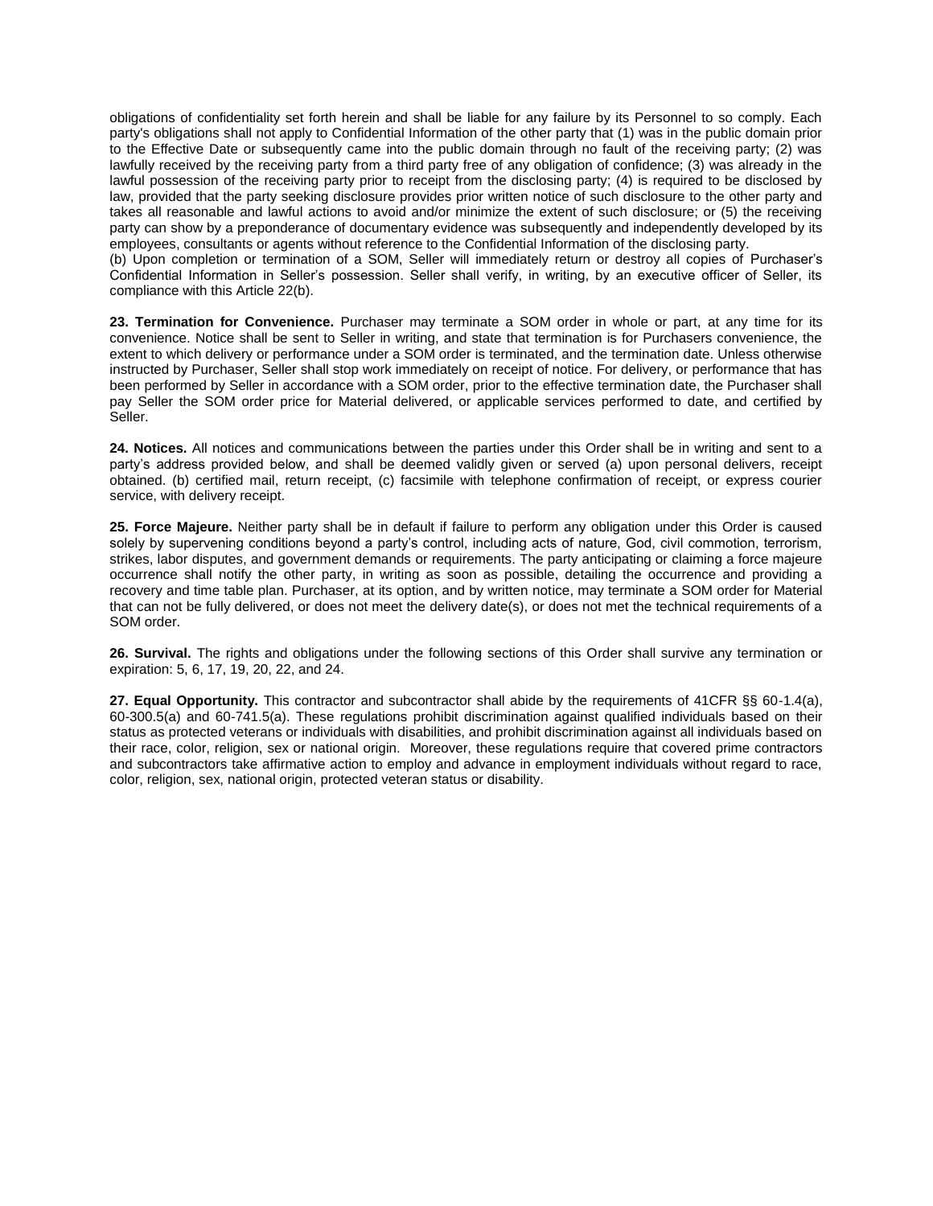obligations of confidentiality set forth herein and shall be liable for any failure by its Personnel to so comply. Each party's obligations shall not apply to Confidential Information of the other party that (1) was in the public domain prior to the Effective Date or subsequently came into the public domain through no fault of the receiving party; (2) was lawfully received by the receiving party from a third party free of any obligation of confidence; (3) was already in the lawful possession of the receiving party prior to receipt from the disclosing party; (4) is required to be disclosed by law, provided that the party seeking disclosure provides prior written notice of such disclosure to the other party and takes all reasonable and lawful actions to avoid and/or minimize the extent of such disclosure; or (5) the receiving party can show by a preponderance of documentary evidence was subsequently and independently developed by its employees, consultants or agents without reference to the Confidential Information of the disclosing party.

(b) Upon completion or termination of a SOM, Seller will immediately return or destroy all copies of Purchaser's Confidential Information in Seller's possession. Seller shall verify, in writing, by an executive officer of Seller, its compliance with this Article 22(b).

**23. Termination for Convenience.** Purchaser may terminate a SOM order in whole or part, at any time for its convenience. Notice shall be sent to Seller in writing, and state that termination is for Purchasers convenience, the extent to which delivery or performance under a SOM order is terminated, and the termination date. Unless otherwise instructed by Purchaser, Seller shall stop work immediately on receipt of notice. For delivery, or performance that has been performed by Seller in accordance with a SOM order, prior to the effective termination date, the Purchaser shall pay Seller the SOM order price for Material delivered, or applicable services performed to date, and certified by Seller.

**24. Notices.** All notices and communications between the parties under this Order shall be in writing and sent to a party's address provided below, and shall be deemed validly given or served (a) upon personal delivers, receipt obtained. (b) certified mail, return receipt, (c) facsimile with telephone confirmation of receipt, or express courier service, with delivery receipt.

**25. Force Majeure.** Neither party shall be in default if failure to perform any obligation under this Order is caused solely by supervening conditions beyond a party's control, including acts of nature, God, civil commotion, terrorism, strikes, labor disputes, and government demands or requirements. The party anticipating or claiming a force majeure occurrence shall notify the other party, in writing as soon as possible, detailing the occurrence and providing a recovery and time table plan. Purchaser, at its option, and by written notice, may terminate a SOM order for Material that can not be fully delivered, or does not meet the delivery date(s), or does not met the technical requirements of a SOM order.

**26. Survival.** The rights and obligations under the following sections of this Order shall survive any termination or expiration: 5, 6, 17, 19, 20, 22, and 24.

**27. Equal Opportunity.** This contractor and subcontractor shall abide by the requirements of 41CFR §§ 60-1.4(a), 60-300.5(a) and 60-741.5(a). These regulations prohibit discrimination against qualified individuals based on their status as protected veterans or individuals with disabilities, and prohibit discrimination against all individuals based on their race, color, religion, sex or national origin. Moreover, these regulations require that covered prime contractors and subcontractors take affirmative action to employ and advance in employment individuals without regard to race, color, religion, sex, national origin, protected veteran status or disability.